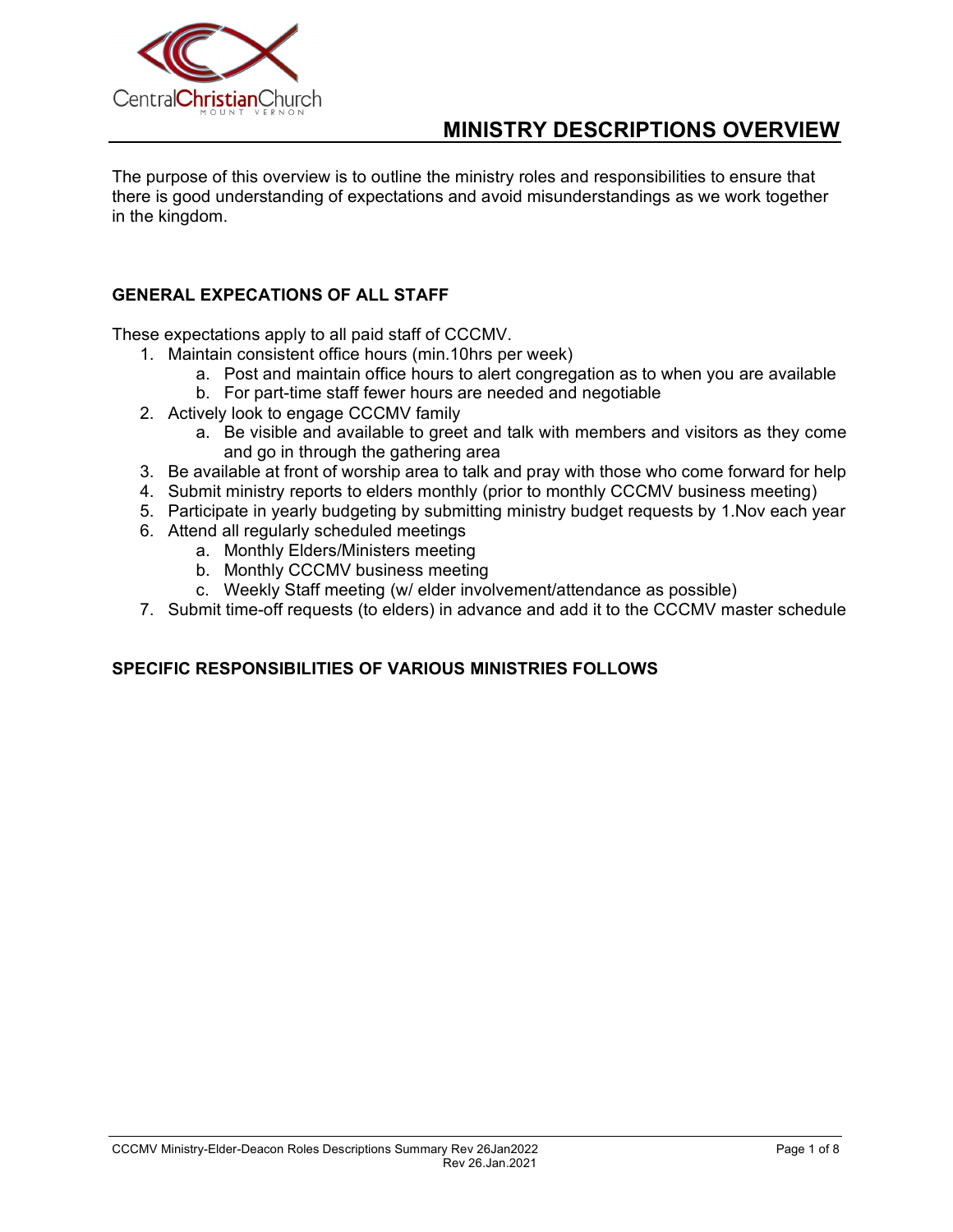CentralChristianChurch
MOUNT VERNON

# MINISTRY DESCRIPTIONS OVERVIEW

The purpose of this overview is to outline the ministry roles and responsibilities to ensure that there is good understanding of expectations and avoid misunderstandings as we work together in the kingdom.

### GENERAL EXPECATIONS OF ALL STAFF

These expectations apply to all paid staff of CCCMV.

1. Maintain consistent office hours (min.10hrs per week)
   a. Post and maintain office hours to alert congregation as to when you are available
   b. For part-time staff fewer hours are needed and negotiable
2. Actively look to engage CCCMV family
   a. Be visible and available to greet and talk with members and visitors as they come and go in through the gathering area
3. Be available at front of worship area to talk and pray with those who come forward for help
4. Submit ministry reports to elders monthly (prior to monthly CCCMV business meeting)
5. Participate in yearly budgeting by submitting ministry budget requests by 1.Nov each year
6. Attend all regularly scheduled meetings
   a. Monthly Elders/Ministers meeting
   b. Monthly CCCMV business meeting
   c. Weekly Staff meeting (w/ elder involvement/attendance as possible)
7. Submit time-off requests (to elders) in advance and add it to the CCCMV master schedule

### SPECIFIC RESPONSIBILITIES OF VARIOUS MINISTRIES FOLLOWS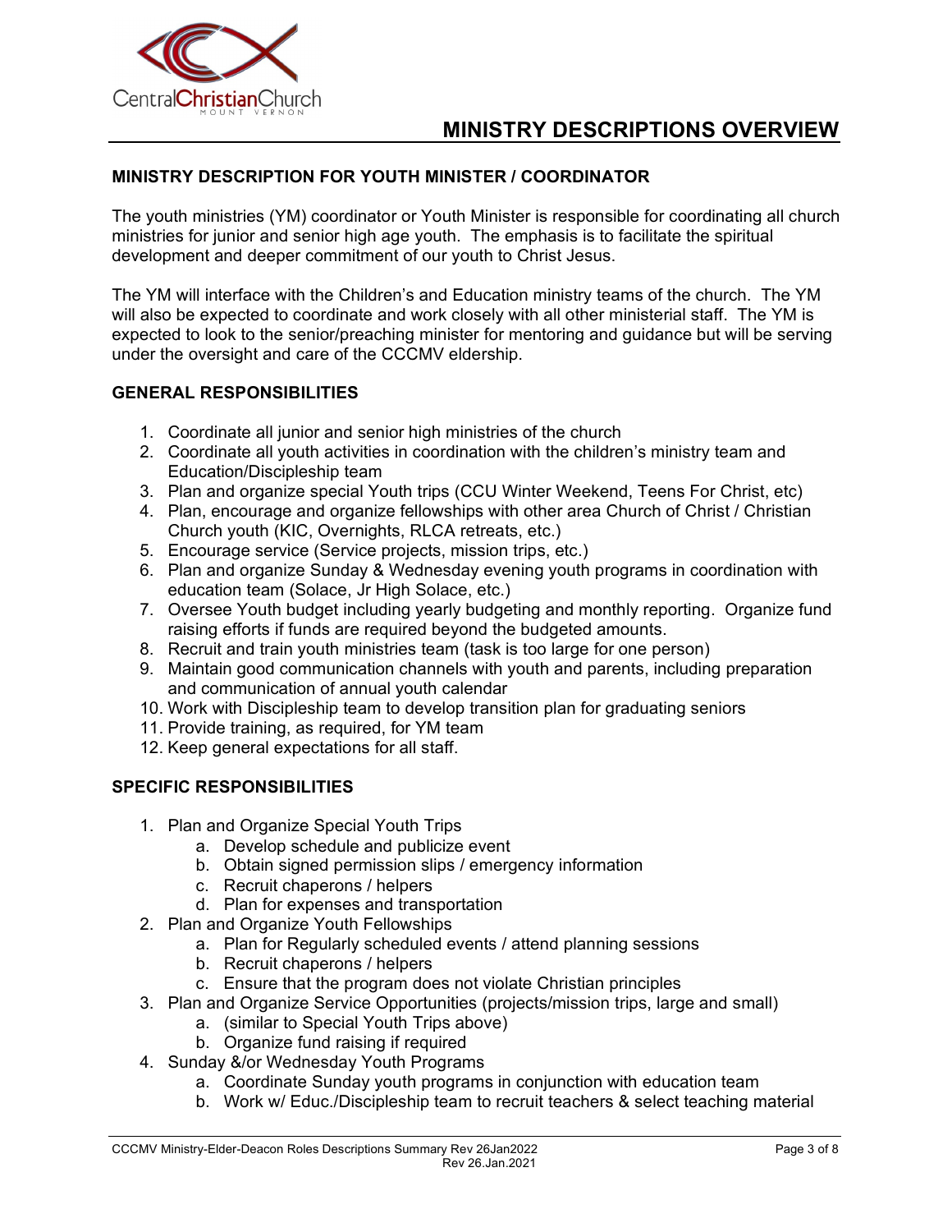# MINISTRY DESCRIPTIONS OVERVIEW

## MINISTRY DESCRIPTION FOR YOUTH MINISTER / COORDINATOR

The youth ministries (YM) coordinator or Youth Minister is responsible for coordinating all church ministries for junior and senior high age youth. The emphasis is to facilitate the spiritual development and deeper commitment of our youth to Christ Jesus.

The YM will interface with the Children's and Education ministry teams of the church. The YM will also be expected to coordinate and work closely with all other ministerial staff. The YM is expected to look to the senior/preaching minister for mentoring and guidance but will be serving under the oversight and care of the CCCMV eldership.

### GENERAL RESPONSIBILITIES

1. Coordinate all junior and senior high ministries of the church
2. Coordinate all youth activities in coordination with the children's ministry team and Education/Discipleship team
3. Plan and organize special Youth trips (CCU Winter Weekend, Teens For Christ, etc)
4. Plan, encourage and organize fellowships with other area Church of Christ / Christian Church youth (KIC, Overnights, RLCA retreats, etc.)
5. Encourage service (Service projects, mission trips, etc.)
6. Plan and organize Sunday & Wednesday evening youth programs in coordination with education team (Solace, Jr High Solace, etc.)
7. Oversee Youth budget including yearly budgeting and monthly reporting. Organize fund raising efforts if funds are required beyond the budgeted amounts.
8. Recruit and train youth ministries team (task is too large for one person)
9. Maintain good communication channels with youth and parents, including preparation and communication of annual youth calendar
10. Work with Discipleship team to develop transition plan for graduating seniors
11. Provide training, as required, for YM team
12. Keep general expectations for all staff.

### SPECIFIC RESPONSIBILITIES

1. Plan and Organize Special Youth Trips
   a. Develop schedule and publicize event
   b. Obtain signed permission slips / emergency information
   c. Recruit chaperons / helpers
   d. Plan for expenses and transportation
2. Plan and Organize Youth Fellowships
   a. Plan for Regularly scheduled events / attend planning sessions
   b. Recruit chaperons / helpers
   c. Ensure that the program does not violate Christian principles
3. Plan and Organize Service Opportunities (projects/mission trips, large and small)
   a. (similar to Special Youth Trips above)
   b. Organize fund raising if required
4. Sunday &/or Wednesday Youth Programs
   a. Coordinate Sunday youth programs in conjunction with education team
   b. Work w/ Educ./Discipleship team to recruit teachers & select teaching material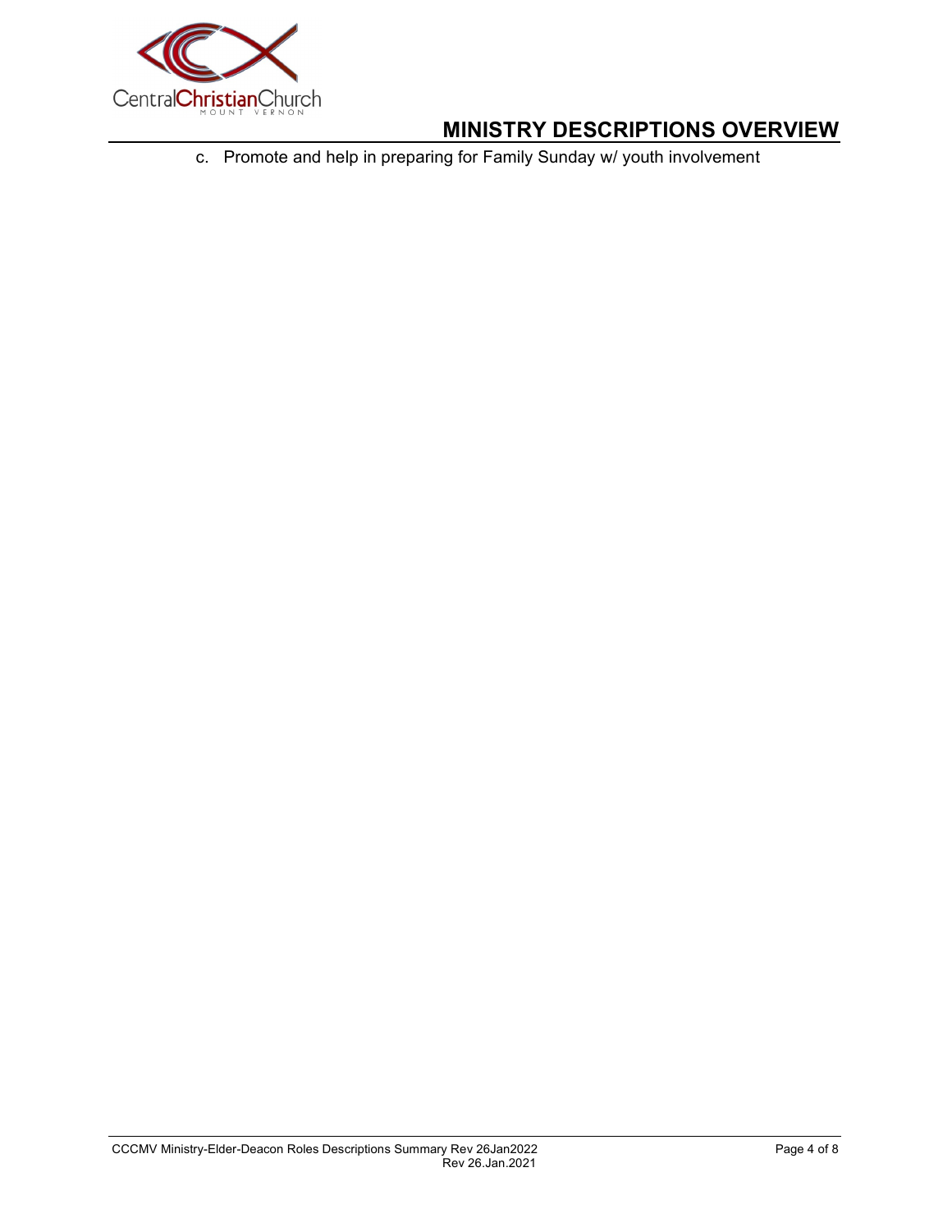c. Promote and help in preparing for Family Sunday w/ youth involvement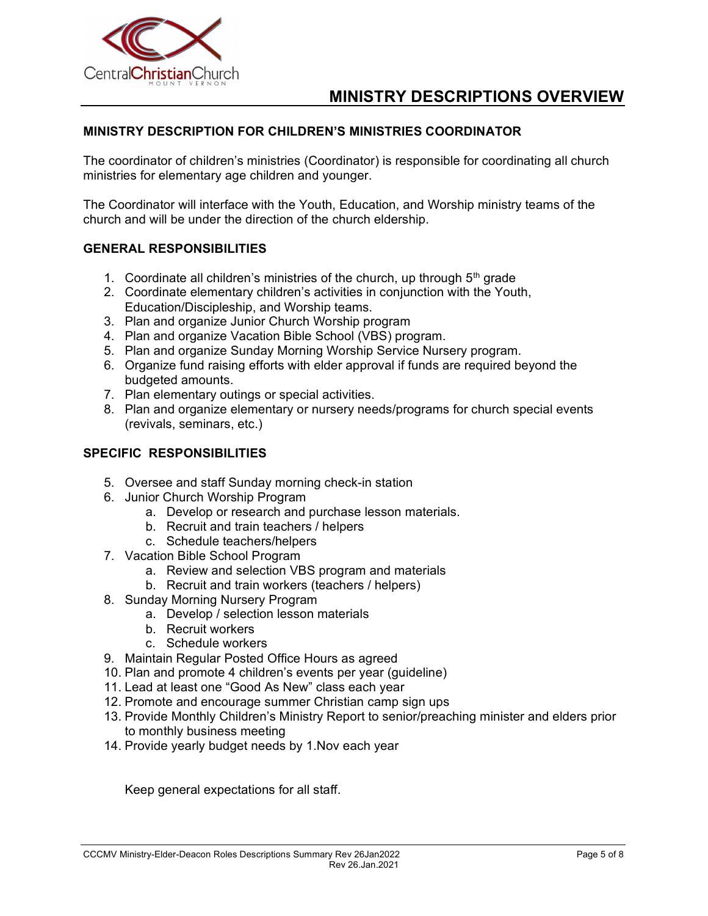# MINISTRY DESCRIPTIONS OVERVIEW

### MINISTRY DESCRIPTION FOR CHILDREN'S MINISTRIES COORDINATOR

The coordinator of children's ministries (Coordinator) is responsible for coordinating all church ministries for elementary age children and younger.

The Coordinator will interface with the Youth, Education, and Worship ministry teams of the church and will be under the direction of the church eldership.

### GENERAL RESPONSIBILITIES

1. Coordinate all children's ministries of the church, up through 5th grade
2. Coordinate elementary children's activities in conjunction with the Youth, Education/Discipleship, and Worship teams.
3. Plan and organize Junior Church Worship program
4. Plan and organize Vacation Bible School (VBS) program.
5. Plan and organize Sunday Morning Worship Service Nursery program.
6. Organize fund raising efforts with elder approval if funds are required beyond the budgeted amounts.
7. Plan elementary outings or special activities.
8. Plan and organize elementary or nursery needs/programs for church special events (revivals, seminars, etc.)

### SPECIFIC RESPONSIBILITIES

5. Oversee and staff Sunday morning check-in station
6. Junior Church Worship Program
   a. Develop or research and purchase lesson materials.
   b. Recruit and train teachers / helpers
   c. Schedule teachers/helpers
7. Vacation Bible School Program
   a. Review and selection VBS program and materials
   b. Recruit and train workers (teachers / helpers)
8. Sunday Morning Nursery Program
   a. Develop / selection lesson materials
   b. Recruit workers
   c. Schedule workers
9. Maintain Regular Posted Office Hours as agreed
10. Plan and promote 4 children's events per year (guideline)
11. Lead at least one "Good As New" class each year
12. Promote and encourage summer Christian camp sign ups
13. Provide Monthly Children's Ministry Report to senior/preaching minister and elders prior to monthly business meeting
14. Provide yearly budget needs by 1.Nov each year

Keep general expectations for all staff.